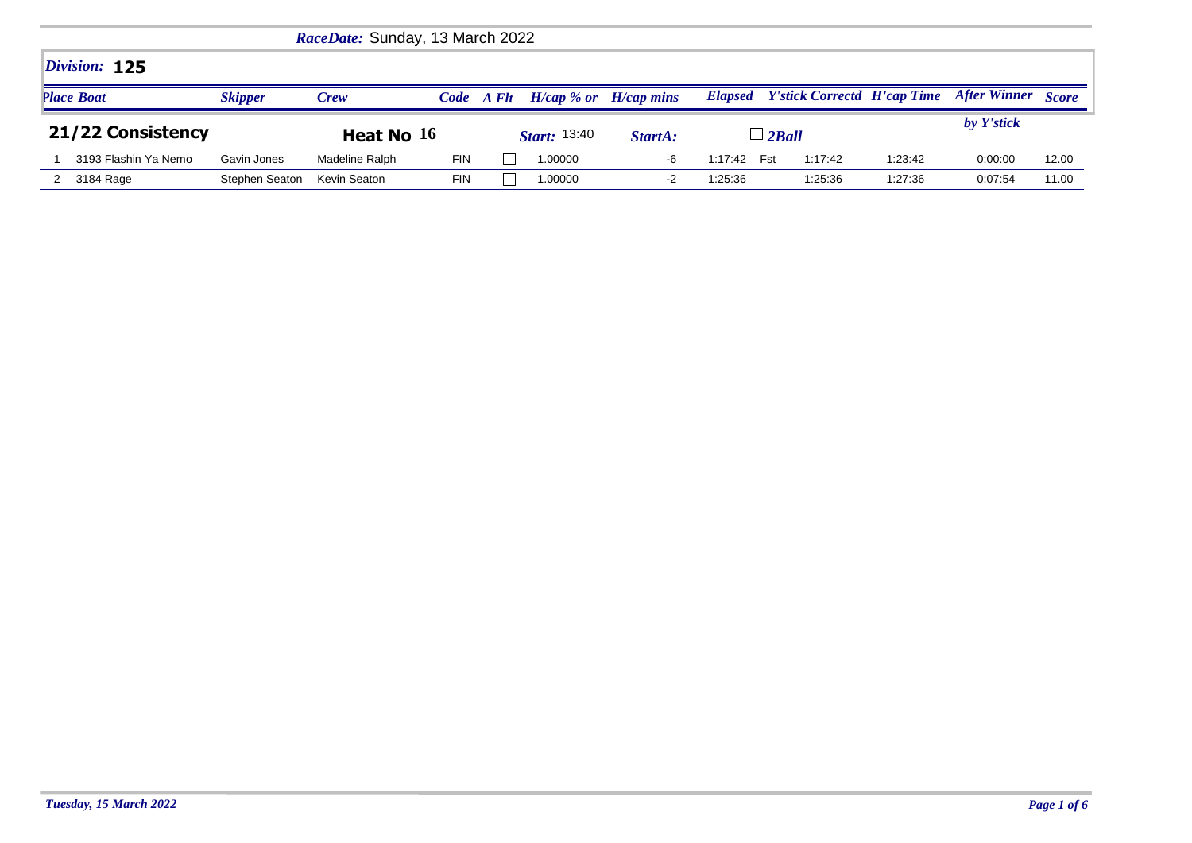**RaceDate:** Sunday, 13 March 2022

## Division: 125

### 21/22 Consistency

**Heat No** 16 | **Start:** 13:40 | **StartA:** | ☐ 2Ball

| Place | Boat | Skipper | Crew | Code | A Flt | H/cap % or | H/cap mins | Elapsed | | Y'stick Correctd | H'cap Time | After Winner by Y'stick | Score |
|---|---|---|---|---|---|---|---|---|---|---|---|---|---|
| 1 | 3193 Flashin Ya Nemo | Gavin Jones | Madeline Ralph | FIN | ☐ | 1.00000 | -6 | 1:17:42 | Fst | 1:17:42 | 1:23:42 | 0:00:00 | 12.00 |
| 2 | 3184 Rage | Stephen Seaton | Kevin Seaton | FIN | ☐ | 1.00000 | -2 | 1:25:36 | | 1:25:36 | 1:27:36 | 0:07:54 | 11.00 |

*Tuesday, 15 March 2022*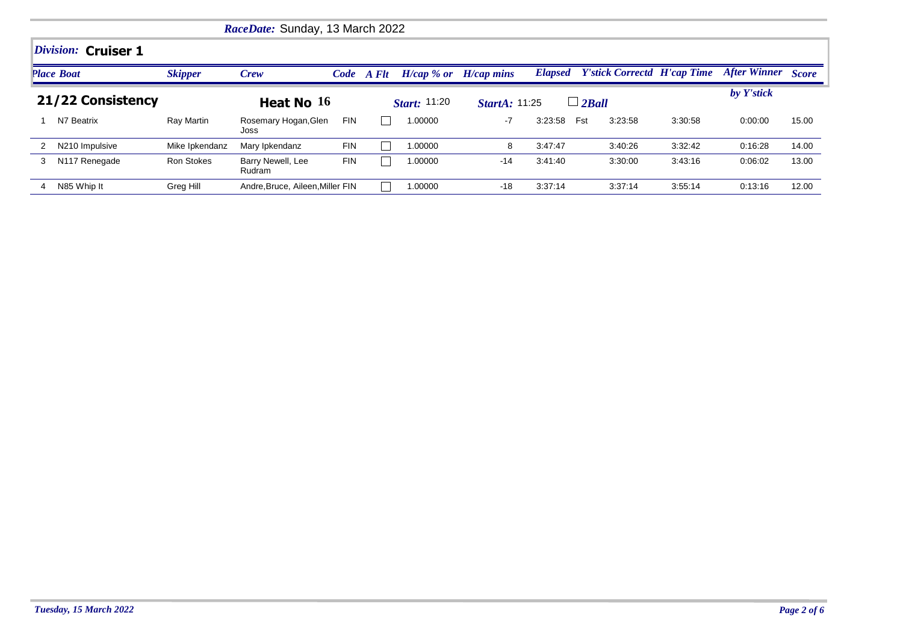**RaceDate:** Sunday, 13 March 2022

## Division: Cruiser 1

### 21/22 Consistency

**Heat No** 16 | **Start:** 11:20 | **StartA:** 11:25 | ☐ 2Ball

| Place | Boat | Skipper | Crew | Code | A Flt | H/cap % or | H/cap mins | Elapsed | | Y'stick Correctd | H'cap Time | After Winner by Y'stick | Score |
|---|---|---|---|---|---|---|---|---|---|---|---|---|---|
| 1 | N7 Beatrix | Ray Martin | Rosemary Hogan,Glen Joss | FIN | ☐ | 1.00000 | -7 | 3:23:58 | Fst | 3:23:58 | 3:30:58 | 0:00:00 | 15.00 |
| 2 | N210 Impulsive | Mike Ipkendanz | Mary Ipkendanz | FIN | ☐ | 1.00000 | 8 | 3:47:47 | | 3:40:26 | 3:32:42 | 0:16:28 | 14.00 |
| 3 | N117 Renegade | Ron Stokes | Barry Newell, Lee Rudram | FIN | ☐ | 1.00000 | -14 | 3:41:40 | | 3:30:00 | 3:43:16 | 0:06:02 | 13.00 |
| 4 | N85 Whip It | Greg Hill | Andre,Bruce, Aileen,Miller | FIN | ☐ | 1.00000 | -18 | 3:37:14 | | 3:37:14 | 3:55:14 | 0:13:16 | 12.00 |

*Tuesday, 15 March 2022*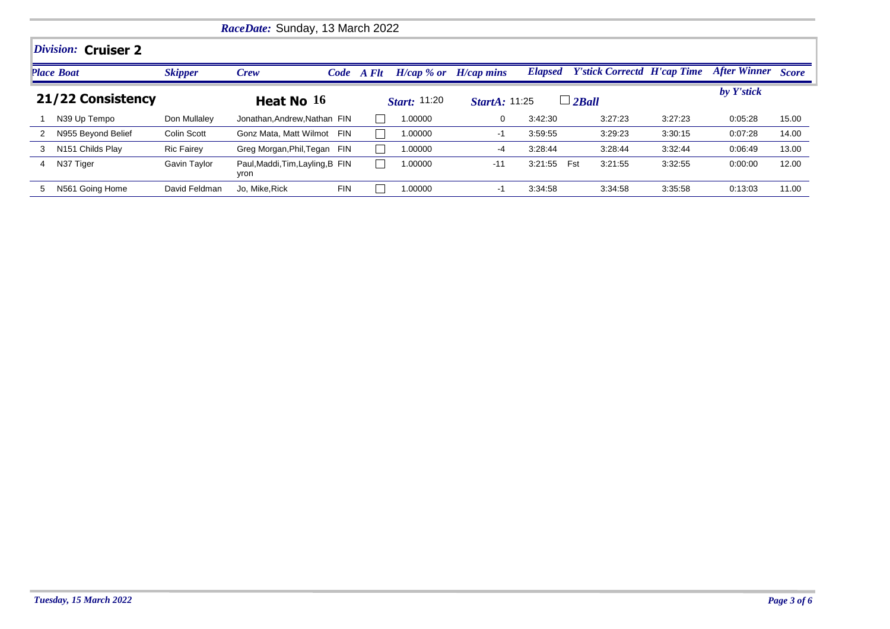*RaceDate:* Sunday, 13 March 2022

## *Division:* Cruiser 2

### 21/22 Consistency

**Heat No 16** — *Start:* 11:20 — *StartA:* 11:25 — ☐ *2Ball*

| Place | Boat | Skipper | Crew | Code | A Flt | H/cap % or | H/cap mins | Elapsed | | Y'stick Correctd | H'cap Time | After Winner by Y'stick | Score |
|---|---|---|---|---|---|---|---|---|---|---|---|---|---|
| 1 | N39 Up Tempo | Don Mullaley | Jonathan,Andrew,Nathan | FIN | ☐ | 1.00000 | 0 | 3:42:30 | | 3:27:23 | 3:27:23 | 0:05:28 | 15.00 |
| 2 | N955 Beyond Belief | Colin Scott | Gonz Mata, Matt Wilmot | FIN | ☐ | 1.00000 | -1 | 3:59:55 | | 3:29:23 | 3:30:15 | 0:07:28 | 14.00 |
| 3 | N151 Childs Play | Ric Fairey | Greg Morgan,Phil,Tegan | FIN | ☐ | 1.00000 | -4 | 3:28:44 | | 3:28:44 | 3:32:44 | 0:06:49 | 13.00 |
| 4 | N37 Tiger | Gavin Taylor | Paul,Maddi,Tim,Layling,Byron | FIN | ☐ | 1.00000 | -11 | 3:21:55 | Fst | 3:21:55 | 3:32:55 | 0:00:00 | 12.00 |
| 5 | N561 Going Home | David Feldman | Jo, Mike,Rick | FIN | ☐ | 1.00000 | -1 | 3:34:58 | | 3:34:58 | 3:35:58 | 0:13:03 | 11.00 |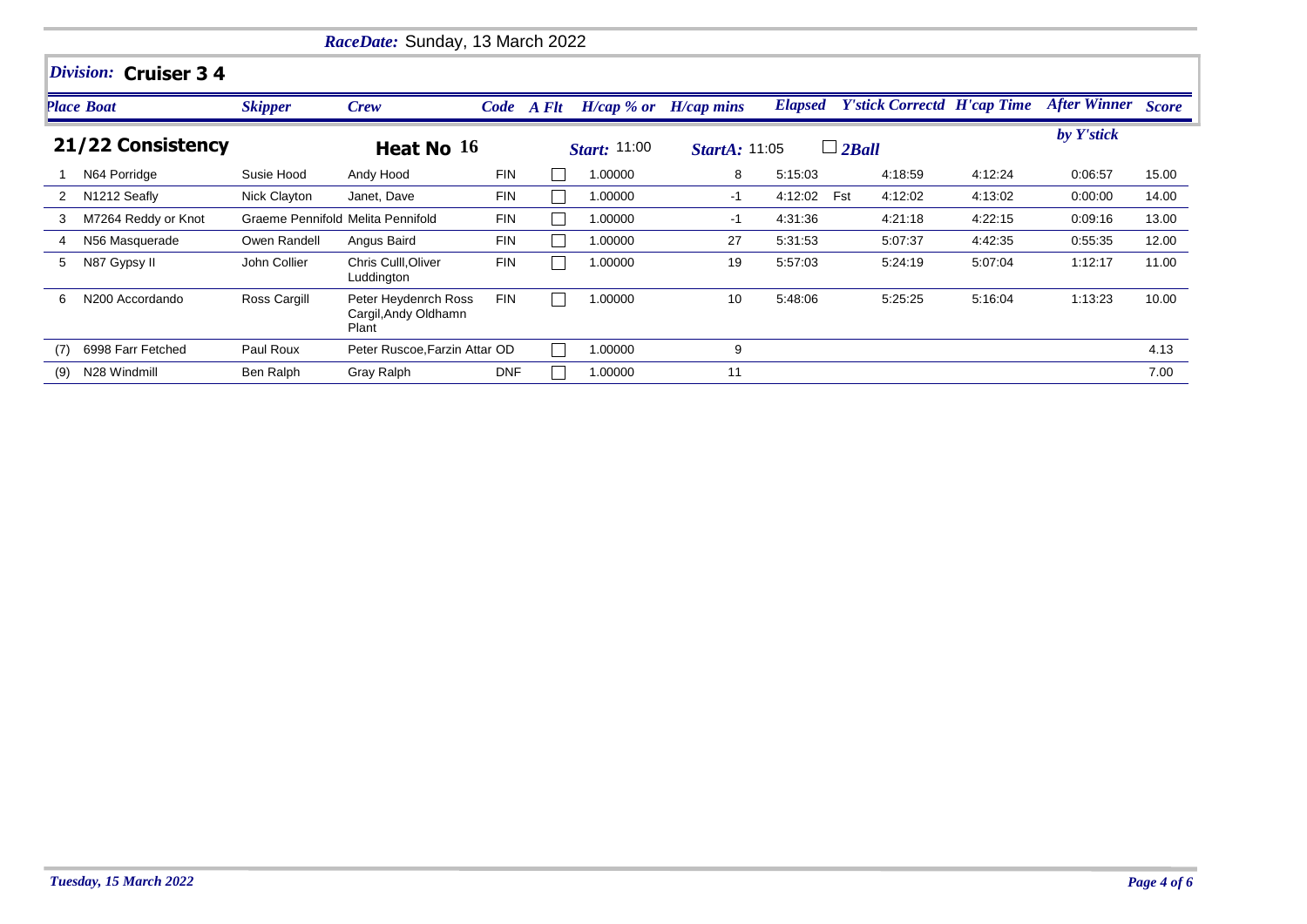*RaceDate:* Sunday, 13 March 2022

## *Division:* Cruiser 3 4

### 21/22 Consistency — Heat No 16

*Start:* 11:00 &nbsp; *StartA:* 11:05 &nbsp; ☐ *2Ball*

| Place | Boat | Skipper | Crew | Code | A Flt | H/cap % or | H/cap mins | Elapsed | | Y'stick Correctd | H'cap Time | After Winner by Y'stick | Score |
|---|---|---|---|---|---|---|---|---|---|---|---|---|---|
| 1 | N64 Porridge | Susie Hood | Andy Hood | FIN | ☐ | 1.00000 | 8 | 5:15:03 | | 4:18:59 | 4:12:24 | 0:06:57 | 15.00 |
| 2 | N1212 Seafly | Nick Clayton | Janet, Dave | FIN | ☐ | 1.00000 | -1 | 4:12:02 | Fst | 4:12:02 | 4:13:02 | 0:00:00 | 14.00 |
| 3 | M7264 Reddy or Knot | Graeme Pennifold | Melita Pennifold | FIN | ☐ | 1.00000 | -1 | 4:31:36 | | 4:21:18 | 4:22:15 | 0:09:16 | 13.00 |
| 4 | N56 Masquerade | Owen Randell | Angus Baird | FIN | ☐ | 1.00000 | 27 | 5:31:53 | | 5:07:37 | 4:42:35 | 0:55:35 | 12.00 |
| 5 | N87 Gypsy II | John Collier | Chris Culll,Oliver Luddington | FIN | ☐ | 1.00000 | 19 | 5:57:03 | | 5:24:19 | 5:07:04 | 1:12:17 | 11.00 |
| 6 | N200 Accordando | Ross Cargill | Peter Heydenrch Ross Cargil,Andy Oldhamn Plant | FIN | ☐ | 1.00000 | 10 | 5:48:06 | | 5:25:25 | 5:16:04 | 1:13:23 | 10.00 |
| (7) | 6998 Farr Fetched | Paul Roux | Peter Ruscoe,Farzin Attar | OD | ☐ | 1.00000 | 9 | | | | | | 4.13 |
| (9) | N28 Windmill | Ben Ralph | Gray Ralph | DNF | ☐ | 1.00000 | 11 | | | | | | 7.00 |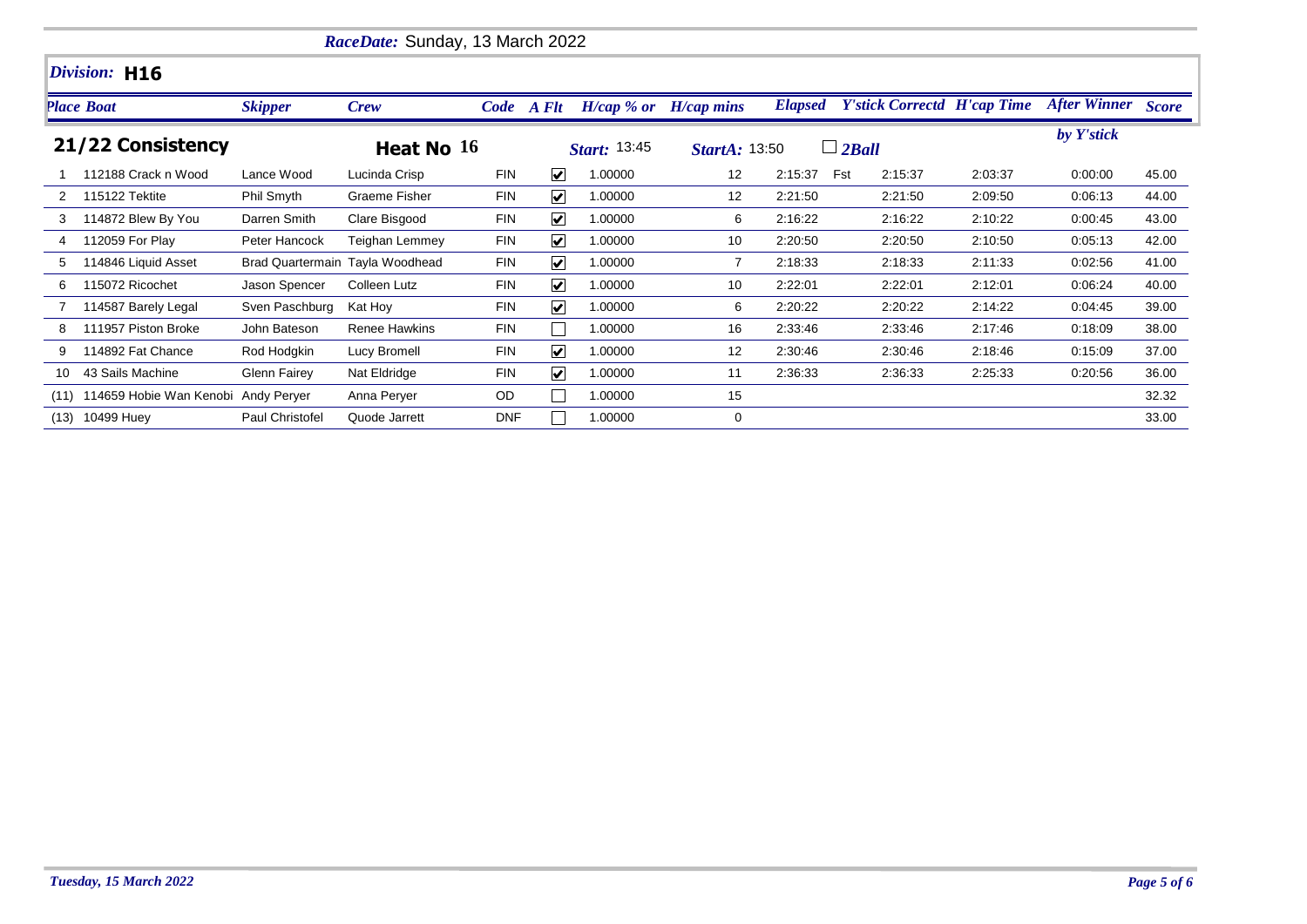*RaceDate:* Sunday, 13 March 2022

## *Division:* H16

**21/22 Consistency** — **Heat No 16** — *Start:* 13:45 — *StartA:* 13:50 — ☐ *2Ball*

| *Place* | *Boat* | *Skipper* | *Crew* | *Code* | *A Flt* | *H/cap % or* | *H/cap mins* | *Elapsed* | | *Y'stick Correctd* | *H'cap Time* | *After Winner by Y'stick* | *Score* |
|---|---|---|---|---|---|---|---|---|---|---|---|---|---|
| 1 | 112188 Crack n Wood | Lance Wood | Lucinda Crisp | FIN | ☑ | 1.00000 | 12 | 2:15:37 | Fst | 2:15:37 | 2:03:37 | 0:00:00 | 45.00 |
| 2 | 115122 Tektite | Phil Smyth | Graeme Fisher | FIN | ☑ | 1.00000 | 12 | 2:21:50 | | 2:21:50 | 2:09:50 | 0:06:13 | 44.00 |
| 3 | 114872 Blew By You | Darren Smith | Clare Bisgood | FIN | ☑ | 1.00000 | 6 | 2:16:22 | | 2:16:22 | 2:10:22 | 0:00:45 | 43.00 |
| 4 | 112059 For Play | Peter Hancock | Teighan Lemmey | FIN | ☑ | 1.00000 | 10 | 2:20:50 | | 2:20:50 | 2:10:50 | 0:05:13 | 42.00 |
| 5 | 114846 Liquid Asset | Brad Quartermain | Tayla Woodhead | FIN | ☑ | 1.00000 | 7 | 2:18:33 | | 2:18:33 | 2:11:33 | 0:02:56 | 41.00 |
| 6 | 115072 Ricochet | Jason Spencer | Colleen Lutz | FIN | ☑ | 1.00000 | 10 | 2:22:01 | | 2:22:01 | 2:12:01 | 0:06:24 | 40.00 |
| 7 | 114587 Barely Legal | Sven Paschburg | Kat Hoy | FIN | ☑ | 1.00000 | 6 | 2:20:22 | | 2:20:22 | 2:14:22 | 0:04:45 | 39.00 |
| 8 | 111957 Piston Broke | John Bateson | Renee Hawkins | FIN | ☐ | 1.00000 | 16 | 2:33:46 | | 2:33:46 | 2:17:46 | 0:18:09 | 38.00 |
| 9 | 114892 Fat Chance | Rod Hodgkin | Lucy Bromell | FIN | ☑ | 1.00000 | 12 | 2:30:46 | | 2:30:46 | 2:18:46 | 0:15:09 | 37.00 |
| 10 | 43 Sails Machine | Glenn Fairey | Nat Eldridge | FIN | ☑ | 1.00000 | 11 | 2:36:33 | | 2:36:33 | 2:25:33 | 0:20:56 | 36.00 |
| (11) | 114659 Hobie Wan Kenobi | Andy Peryer | Anna Peryer | OD | ☐ | 1.00000 | 15 | | | | | | 32.32 |
| (13) | 10499 Huey | Paul Christofel | Quode Jarrett | DNF | ☐ | 1.00000 | 0 | | | | | | 33.00 |

*Tuesday, 15 March 2022*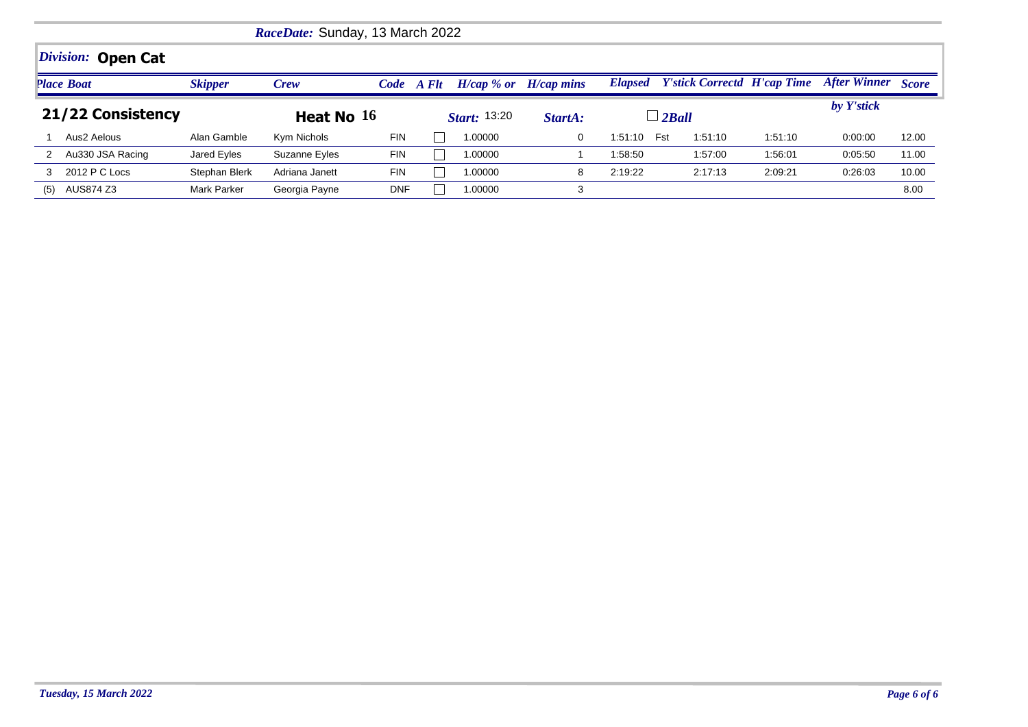*RaceDate:* Sunday, 13 March 2022

## *Division:* Open Cat

### 21/22 Consistency

**Heat No** 16 | *Start:* 13:20 | *StartA:* | ☐ *2Ball*

| Place | Boat | Skipper | Crew | Code | A Flt | H/cap % or | H/cap mins | Elapsed | | Y'stick Correctd | H'cap Time | After Winner by Y'stick | Score |
|---|---|---|---|---|---|---|---|---|---|---|---|---|---|
| 1 | Aus2 Aelous | Alan Gamble | Kym Nichols | FIN | ☐ | 1.00000 | 0 | 1:51:10 | Fst | 1:51:10 | 1:51:10 | 0:00:00 | 12.00 |
| 2 | Au330 JSA Racing | Jared Eyles | Suzanne Eyles | FIN | ☐ | 1.00000 | 1 | 1:58:50 | | 1:57:00 | 1:56:01 | 0:05:50 | 11.00 |
| 3 | 2012 P C Locs | Stephan Blerk | Adriana Janett | FIN | ☐ | 1.00000 | 8 | 2:19:22 | | 2:17:13 | 2:09:21 | 0:26:03 | 10.00 |
| (5) | AUS874 Z3 | Mark Parker | Georgia Payne | DNF | ☐ | 1.00000 | 3 | | | | | | 8.00 |

*Tuesday, 15 March 2022*